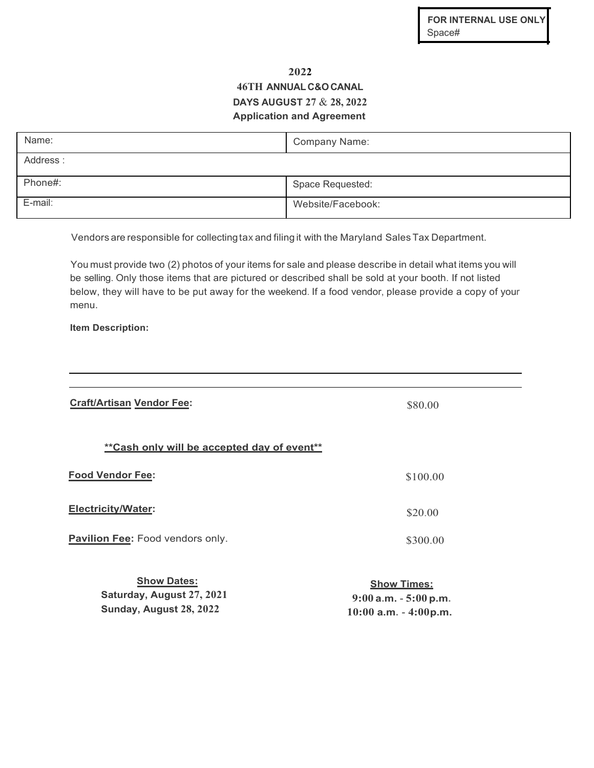**FOR INTERNAL USE ONLY**
Space#

# 2022
## 46TH ANNUAL C&O CANAL DAYS AUGUST 27 & 28, 2022
## Application and Agreement

| Name: | Company Name: |
|---|---|
| Address : | |
| Phone#: | Space Requested: |
| E-mail: | Website/Facebook: |

Vendors are responsible for collecting tax and filing it with the Maryland Sales Tax Department.

You must provide two (2) photos of your items for sale and please describe in detail what items you will be selling. Only those items that are pictured or described shall be sold at your booth. If not listed below, they will have to be put away for the weekend. If a food vendor, please provide a copy of your menu.

**Item Description:**

---

---

**Craft/Artisan Vendor Fee:** $80.00

****Cash only will be accepted day of event****

**Food Vendor Fee:** $100.00

**Electricity/Water:** $20.00

**Pavilion Fee:** Food vendors only. $300.00

| **Show Dates:** | **Show Times:** |
|---|---|
| **Saturday, August 27, 2021** | **9:00 a.m. - 5:00 p.m.** |
| **Sunday, August 28, 2022** | **10:00 a.m. - 4:00p.m.** |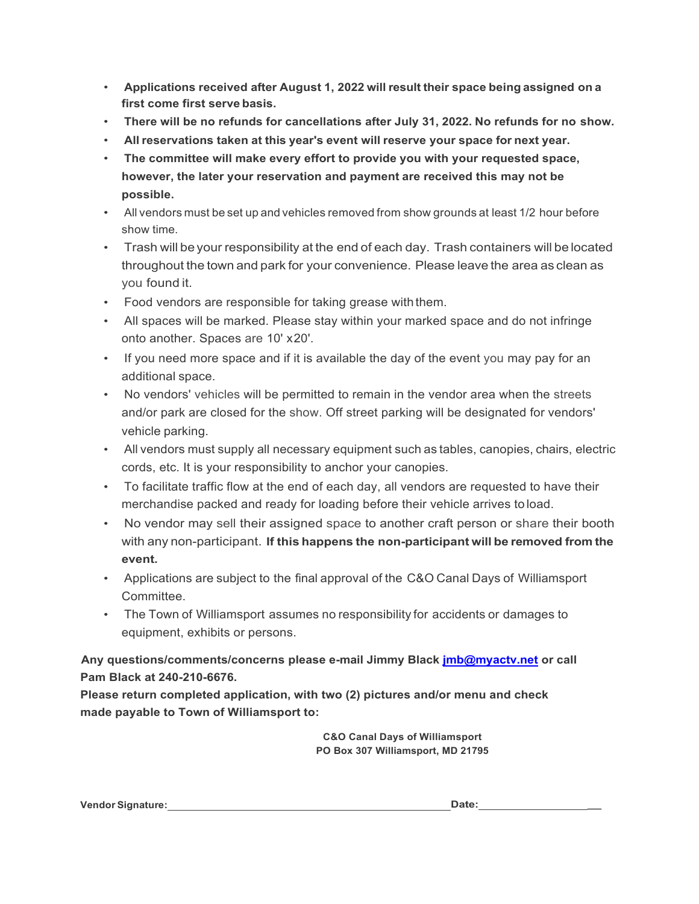- **Applications received after August 1, 2022 will result their space being assigned on a first come first serve basis.**
- **There will be no refunds for cancellations after July 31, 2022. No refunds for no show.**
- **All reservations taken at this year's event will reserve your space for next year.**
- **The committee will make every effort to provide you with your requested space, however, the later your reservation and payment are received this may not be possible.**
- All vendors must be set up and vehicles removed from show grounds at least 1/2 hour before show time.
- Trash will be your responsibility at the end of each day. Trash containers will be located throughout the town and park for your convenience. Please leave the area as clean as you found it.
- Food vendors are responsible for taking grease with them.
- All spaces will be marked. Please stay within your marked space and do not infringe onto another. Spaces are 10' x20'.
- If you need more space and if it is available the day of the event you may pay for an additional space.
- No vendors' vehicles will be permitted to remain in the vendor area when the streets and/or park are closed for the show. Off street parking will be designated for vendors' vehicle parking.
- All vendors must supply all necessary equipment such as tables, canopies, chairs, electric cords, etc. It is your responsibility to anchor your canopies.
- To facilitate traffic flow at the end of each day, all vendors are requested to have their merchandise packed and ready for loading before their vehicle arrives to load.
- No vendor may sell their assigned space to another craft person or share their booth with any non-participant. **If this happens the non-participant will be removed from the event.**
- Applications are subject to the final approval of the C&O Canal Days of Williamsport Committee.
- The Town of Williamsport assumes no responsibility for accidents or damages to equipment, exhibits or persons.

**Any questions/comments/concerns please e-mail Jimmy Black [jmb@myactv.net](mailto:jmb@myactv.net) or call Pam Black at 240-210-6676.**

**Please return completed application, with two (2) pictures and/or menu and check made payable to Town of Williamsport to:**

**C&O Canal Days of Williamsport**
**PO Box 307 Williamsport, MD 21795**

**Vendor Signature:**\_\_\_\_\_\_\_\_\_\_\_\_\_\_\_\_\_\_\_\_\_\_\_\_\_\_\_\_\_\_\_\_\_\_\_\_\_\_\_\_ **Date:**\_\_\_\_\_\_\_\_\_\_\_\_\_\_\_\_\_\_\_\_